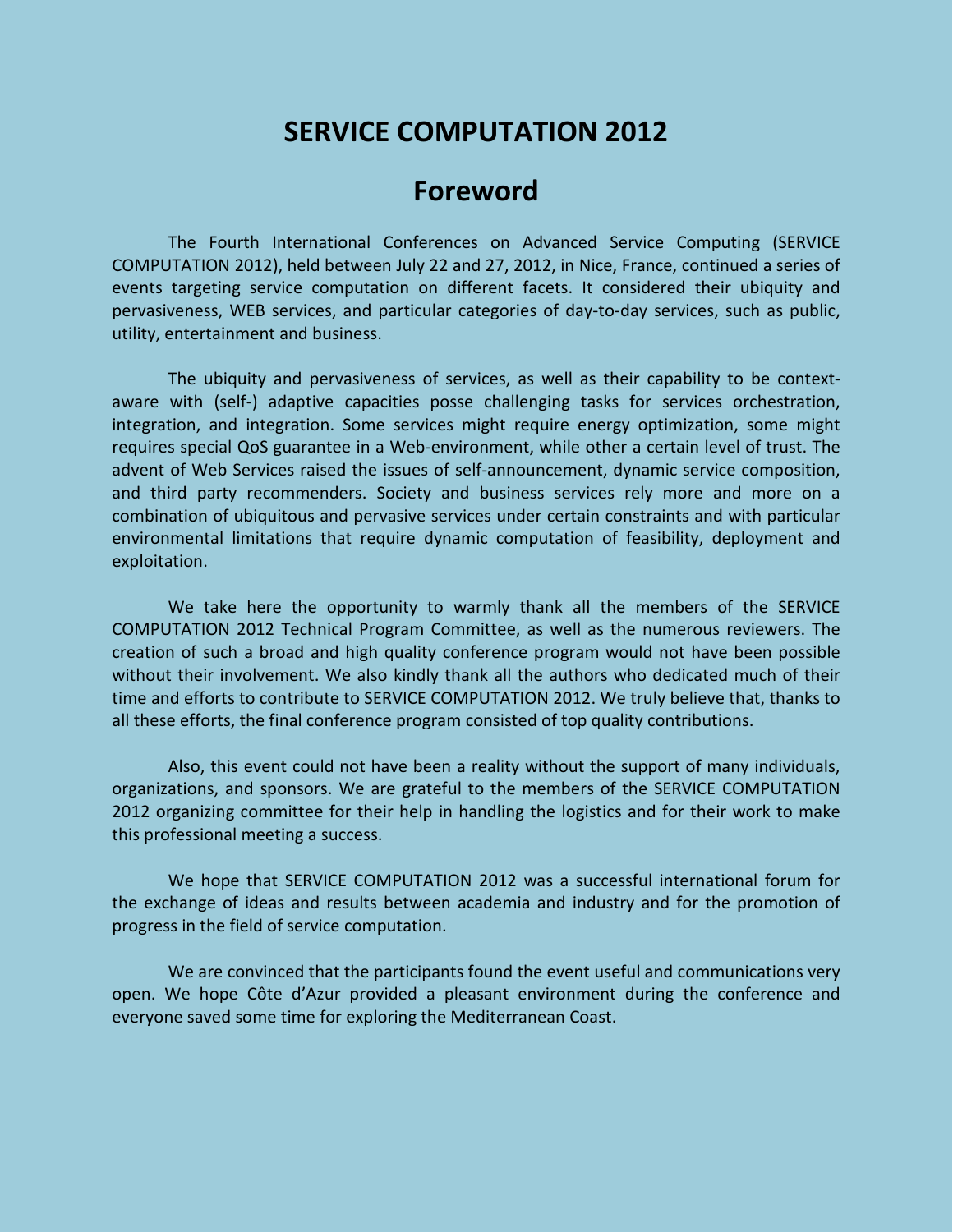# SERVICE COMPUTATION 2012

## Foreword

The Fourth International Conferences on Advanced Service Computing (SERVICE COMPUTATION 2012), held between July 22 and 27, 2012, in Nice, France, continued a series of events targeting service computation on different facets. It considered their ubiquity and pervasiveness, WEB services, and particular categories of day-to-day services, such as public, utility, entertainment and business.

The ubiquity and pervasiveness of services, as well as their capability to be context-aware with (self-) adaptive capacities posse challenging tasks for services orchestration, integration, and integration. Some services might require energy optimization, some might requires special QoS guarantee in a Web-environment, while other a certain level of trust. The advent of Web Services raised the issues of self-announcement, dynamic service composition, and third party recommenders. Society and business services rely more and more on a combination of ubiquitous and pervasive services under certain constraints and with particular environmental limitations that require dynamic computation of feasibility, deployment and exploitation.

We take here the opportunity to warmly thank all the members of the SERVICE COMPUTATION 2012 Technical Program Committee, as well as the numerous reviewers. The creation of such a broad and high quality conference program would not have been possible without their involvement. We also kindly thank all the authors who dedicated much of their time and efforts to contribute to SERVICE COMPUTATION 2012. We truly believe that, thanks to all these efforts, the final conference program consisted of top quality contributions.

Also, this event could not have been a reality without the support of many individuals, organizations, and sponsors. We are grateful to the members of the SERVICE COMPUTATION 2012 organizing committee for their help in handling the logistics and for their work to make this professional meeting a success.

We hope that SERVICE COMPUTATION 2012 was a successful international forum for the exchange of ideas and results between academia and industry and for the promotion of progress in the field of service computation.

We are convinced that the participants found the event useful and communications very open. We hope Côte d'Azur provided a pleasant environment during the conference and everyone saved some time for exploring the Mediterranean Coast.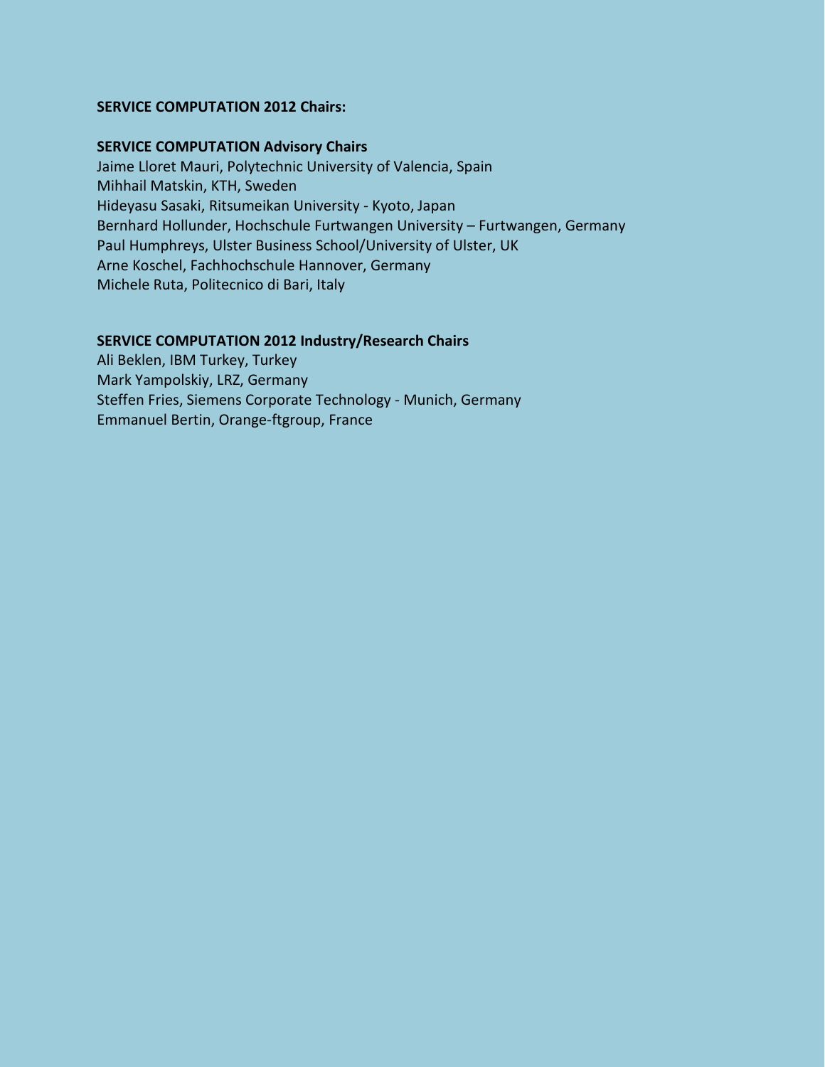**SERVICE COMPUTATION 2012 Chairs:**

**SERVICE COMPUTATION Advisory Chairs**

Jaime Lloret Mauri, Polytechnic University of Valencia, Spain
Mihhail Matskin, KTH, Sweden
Hideyasu Sasaki, Ritsumeikan University - Kyoto, Japan
Bernhard Hollunder, Hochschule Furtwangen University – Furtwangen, Germany
Paul Humphreys, Ulster Business School/University of Ulster, UK
Arne Koschel, Fachhochschule Hannover, Germany
Michele Ruta, Politecnico di Bari, Italy

**SERVICE COMPUTATION 2012 Industry/Research Chairs**

Ali Beklen, IBM Turkey, Turkey
Mark Yampolskiy, LRZ, Germany
Steffen Fries, Siemens Corporate Technology - Munich, Germany
Emmanuel Bertin, Orange-ftgroup, France